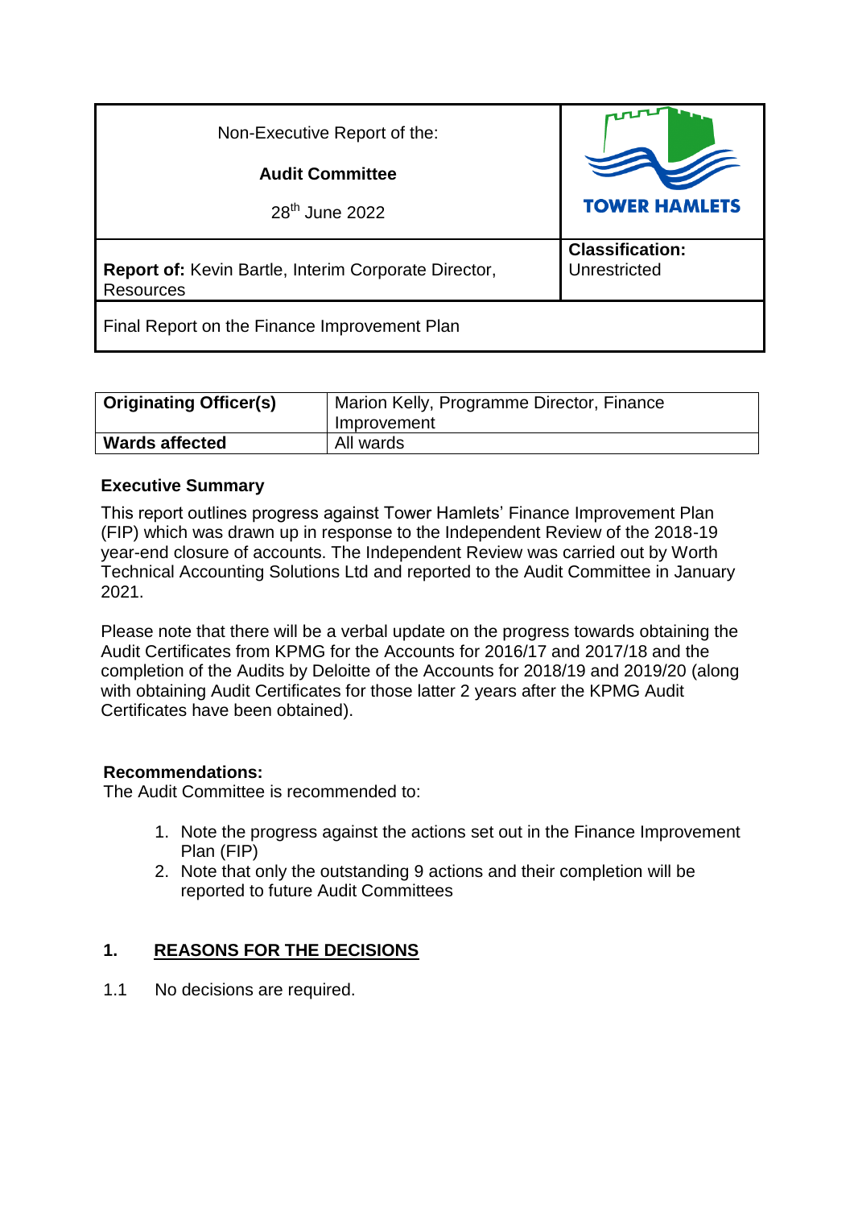| Non-Executive Report of the:<br><br>**Audit Committee**<br><br>28th June 2022 | TOWER HAMLETS |
|---|---|
| **Report of:** Kevin Bartle, Interim Corporate Director, Resources | **Classification:** Unrestricted |
| Final Report on the Finance Improvement Plan | |

| **Originating Officer(s)** | Marion Kelly, Programme Director, Finance Improvement |
|---|---|
| **Wards affected** | All wards |

**Executive Summary**

This report outlines progress against Tower Hamlets' Finance Improvement Plan (FIP) which was drawn up in response to the Independent Review of the 2018-19 year-end closure of accounts. The Independent Review was carried out by Worth Technical Accounting Solutions Ltd and reported to the Audit Committee in January 2021.

Please note that there will be a verbal update on the progress towards obtaining the Audit Certificates from KPMG for the Accounts for 2016/17 and 2017/18 and the completion of the Audits by Deloitte of the Accounts for 2018/19 and 2019/20 (along with obtaining Audit Certificates for those latter 2 years after the KPMG Audit Certificates have been obtained).

**Recommendations:**

The Audit Committee is recommended to:

1. Note the progress against the actions set out in the Finance Improvement Plan (FIP)
2. Note that only the outstanding 9 actions and their completion will be reported to future Audit Committees

## 1. REASONS FOR THE DECISIONS

1.1 No decisions are required.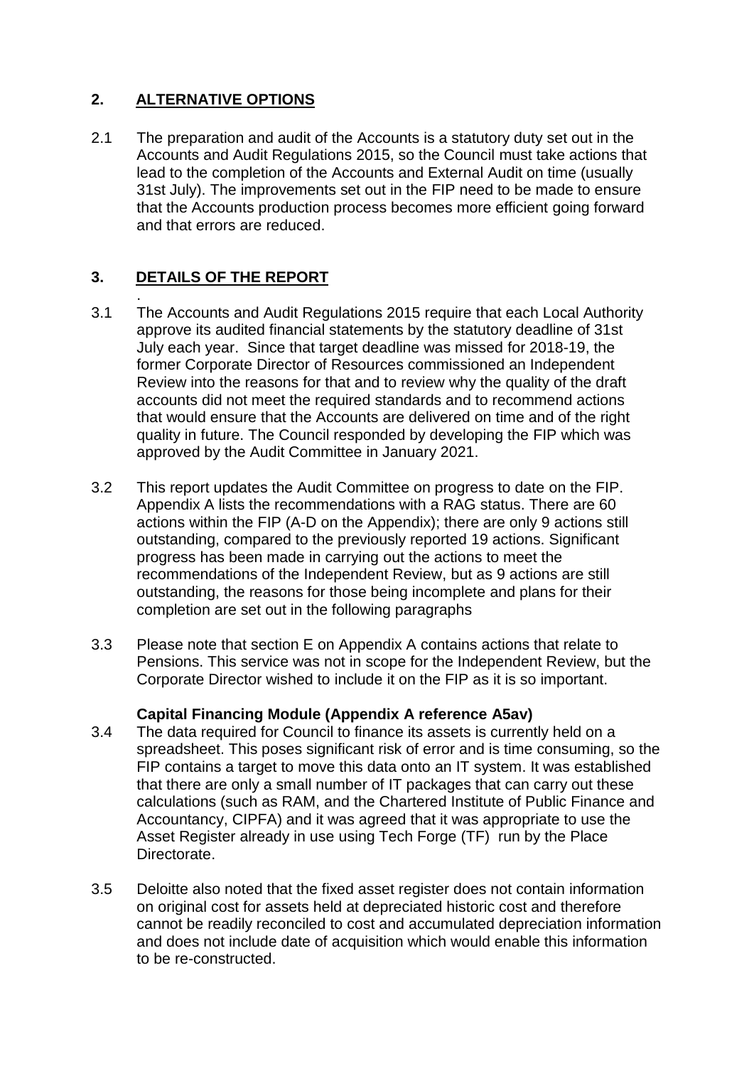## 2. ALTERNATIVE OPTIONS

2.1 The preparation and audit of the Accounts is a statutory duty set out in the Accounts and Audit Regulations 2015, so the Council must take actions that lead to the completion of the Accounts and External Audit on time (usually 31st July). The improvements set out in the FIP need to be made to ensure that the Accounts production process becomes more efficient going forward and that errors are reduced.

## 3. DETAILS OF THE REPORT

3.1 The Accounts and Audit Regulations 2015 require that each Local Authority approve its audited financial statements by the statutory deadline of 31st July each year. Since that target deadline was missed for 2018-19, the former Corporate Director of Resources commissioned an Independent Review into the reasons for that and to review why the quality of the draft accounts did not meet the required standards and to recommend actions that would ensure that the Accounts are delivered on time and of the right quality in future. The Council responded by developing the FIP which was approved by the Audit Committee in January 2021.

3.2 This report updates the Audit Committee on progress to date on the FIP. Appendix A lists the recommendations with a RAG status. There are 60 actions within the FIP (A-D on the Appendix); there are only 9 actions still outstanding, compared to the previously reported 19 actions. Significant progress has been made in carrying out the actions to meet the recommendations of the Independent Review, but as 9 actions are still outstanding, the reasons for those being incomplete and plans for their completion are set out in the following paragraphs

3.3 Please note that section E on Appendix A contains actions that relate to Pensions. This service was not in scope for the Independent Review, but the Corporate Director wished to include it on the FIP as it is so important.

**Capital Financing Module (Appendix A reference A5av)**

3.4 The data required for Council to finance its assets is currently held on a spreadsheet. This poses significant risk of error and is time consuming, so the FIP contains a target to move this data onto an IT system. It was established that there are only a small number of IT packages that can carry out these calculations (such as RAM, and the Chartered Institute of Public Finance and Accountancy, CIPFA) and it was agreed that it was appropriate to use the Asset Register already in use using Tech Forge (TF) run by the Place Directorate.

3.5 Deloitte also noted that the fixed asset register does not contain information on original cost for assets held at depreciated historic cost and therefore cannot be readily reconciled to cost and accumulated depreciation information and does not include date of acquisition which would enable this information to be re-constructed.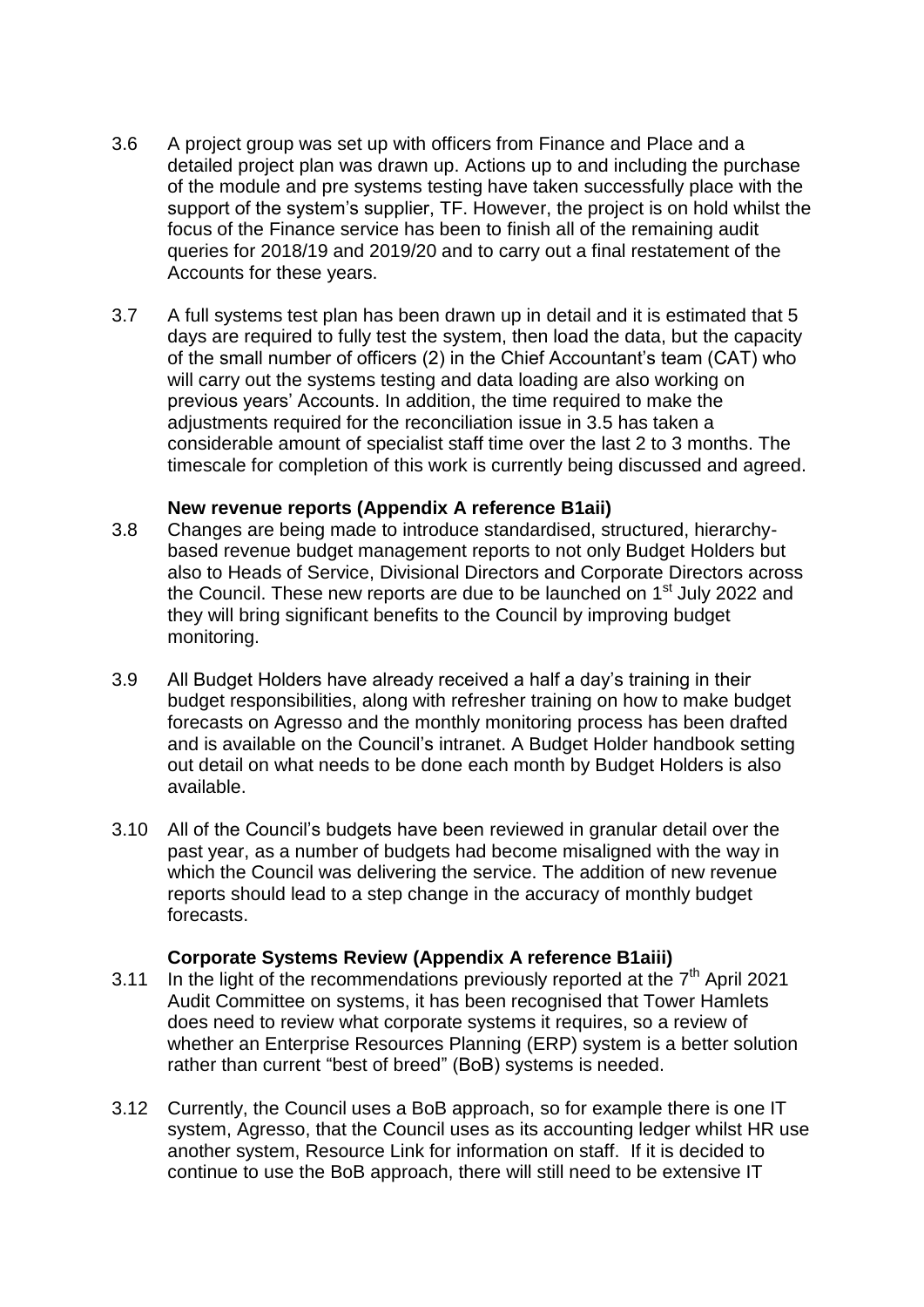3.6 A project group was set up with officers from Finance and Place and a detailed project plan was drawn up. Actions up to and including the purchase of the module and pre systems testing have taken successfully place with the support of the system's supplier, TF. However, the project is on hold whilst the focus of the Finance service has been to finish all of the remaining audit queries for 2018/19 and 2019/20 and to carry out a final restatement of the Accounts for these years.

3.7 A full systems test plan has been drawn up in detail and it is estimated that 5 days are required to fully test the system, then load the data, but the capacity of the small number of officers (2) in the Chief Accountant's team (CAT) who will carry out the systems testing and data loading are also working on previous years' Accounts. In addition, the time required to make the adjustments required for the reconciliation issue in 3.5 has taken a considerable amount of specialist staff time over the last 2 to 3 months. The timescale for completion of this work is currently being discussed and agreed.

**New revenue reports (Appendix A reference B1aii)**

3.8 Changes are being made to introduce standardised, structured, hierarchy-based revenue budget management reports to not only Budget Holders but also to Heads of Service, Divisional Directors and Corporate Directors across the Council. These new reports are due to be launched on 1st July 2022 and they will bring significant benefits to the Council by improving budget monitoring.

3.9 All Budget Holders have already received a half a day's training in their budget responsibilities, along with refresher training on how to make budget forecasts on Agresso and the monthly monitoring process has been drafted and is available on the Council's intranet. A Budget Holder handbook setting out detail on what needs to be done each month by Budget Holders is also available.

3.10 All of the Council's budgets have been reviewed in granular detail over the past year, as a number of budgets had become misaligned with the way in which the Council was delivering the service. The addition of new revenue reports should lead to a step change in the accuracy of monthly budget forecasts.

**Corporate Systems Review (Appendix A reference B1aiii)**

3.11 In the light of the recommendations previously reported at the 7th April 2021 Audit Committee on systems, it has been recognised that Tower Hamlets does need to review what corporate systems it requires, so a review of whether an Enterprise Resources Planning (ERP) system is a better solution rather than current "best of breed" (BoB) systems is needed.

3.12 Currently, the Council uses a BoB approach, so for example there is one IT system, Agresso, that the Council uses as its accounting ledger whilst HR use another system, Resource Link for information on staff. If it is decided to continue to use the BoB approach, there will still need to be extensive IT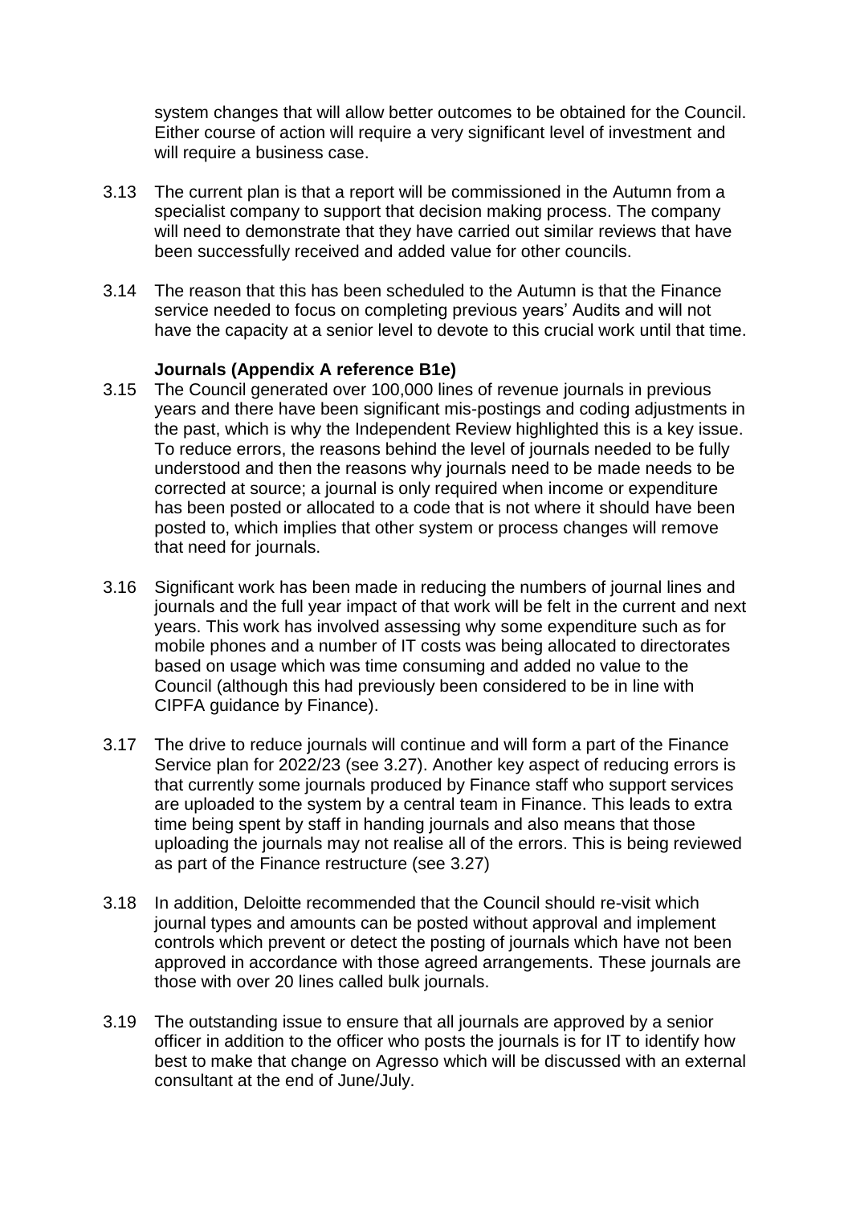system changes that will allow better outcomes to be obtained for the Council. Either course of action will require a very significant level of investment and will require a business case.

3.13 The current plan is that a report will be commissioned in the Autumn from a specialist company to support that decision making process. The company will need to demonstrate that they have carried out similar reviews that have been successfully received and added value for other councils.

3.14 The reason that this has been scheduled to the Autumn is that the Finance service needed to focus on completing previous years' Audits and will not have the capacity at a senior level to devote to this crucial work until that time.

**Journals (Appendix A reference B1e)**

3.15 The Council generated over 100,000 lines of revenue journals in previous years and there have been significant mis-postings and coding adjustments in the past, which is why the Independent Review highlighted this is a key issue. To reduce errors, the reasons behind the level of journals needed to be fully understood and then the reasons why journals need to be made needs to be corrected at source; a journal is only required when income or expenditure has been posted or allocated to a code that is not where it should have been posted to, which implies that other system or process changes will remove that need for journals.

3.16 Significant work has been made in reducing the numbers of journal lines and journals and the full year impact of that work will be felt in the current and next years. This work has involved assessing why some expenditure such as for mobile phones and a number of IT costs was being allocated to directorates based on usage which was time consuming and added no value to the Council (although this had previously been considered to be in line with CIPFA guidance by Finance).

3.17 The drive to reduce journals will continue and will form a part of the Finance Service plan for 2022/23 (see 3.27). Another key aspect of reducing errors is that currently some journals produced by Finance staff who support services are uploaded to the system by a central team in Finance. This leads to extra time being spent by staff in handing journals and also means that those uploading the journals may not realise all of the errors. This is being reviewed as part of the Finance restructure (see 3.27)

3.18 In addition, Deloitte recommended that the Council should re-visit which journal types and amounts can be posted without approval and implement controls which prevent or detect the posting of journals which have not been approved in accordance with those agreed arrangements. These journals are those with over 20 lines called bulk journals.

3.19 The outstanding issue to ensure that all journals are approved by a senior officer in addition to the officer who posts the journals is for IT to identify how best to make that change on Agresso which will be discussed with an external consultant at the end of June/July.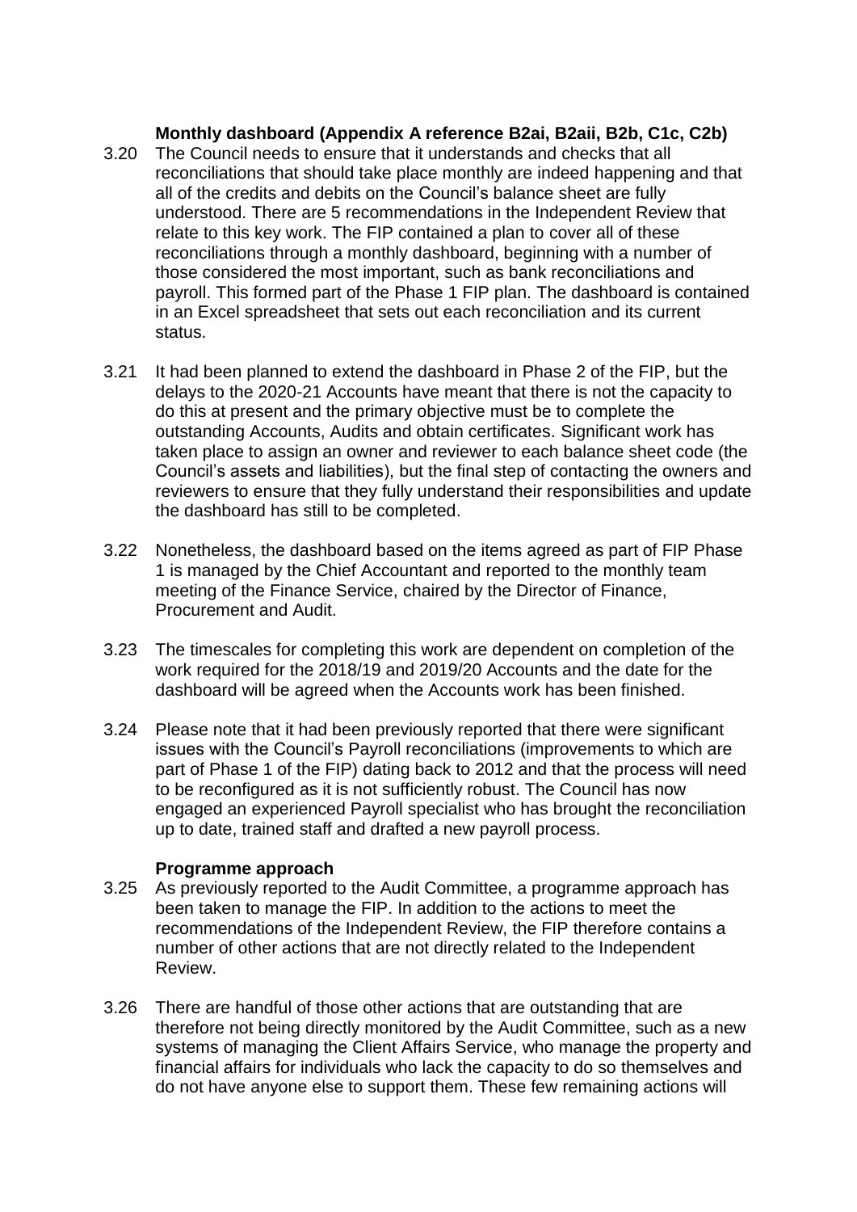**Monthly dashboard (Appendix A reference B2ai, B2aii, B2b, C1c, C2b)**

3.20 The Council needs to ensure that it understands and checks that all reconciliations that should take place monthly are indeed happening and that all of the credits and debits on the Council's balance sheet are fully understood. There are 5 recommendations in the Independent Review that relate to this key work. The FIP contained a plan to cover all of these reconciliations through a monthly dashboard, beginning with a number of those considered the most important, such as bank reconciliations and payroll. This formed part of the Phase 1 FIP plan. The dashboard is contained in an Excel spreadsheet that sets out each reconciliation and its current status.

3.21 It had been planned to extend the dashboard in Phase 2 of the FIP, but the delays to the 2020-21 Accounts have meant that there is not the capacity to do this at present and the primary objective must be to complete the outstanding Accounts, Audits and obtain certificates. Significant work has taken place to assign an owner and reviewer to each balance sheet code (the Council's assets and liabilities), but the final step of contacting the owners and reviewers to ensure that they fully understand their responsibilities and update the dashboard has still to be completed.

3.22 Nonetheless, the dashboard based on the items agreed as part of FIP Phase 1 is managed by the Chief Accountant and reported to the monthly team meeting of the Finance Service, chaired by the Director of Finance, Procurement and Audit.

3.23 The timescales for completing this work are dependent on completion of the work required for the 2018/19 and 2019/20 Accounts and the date for the dashboard will be agreed when the Accounts work has been finished.

3.24 Please note that it had been previously reported that there were significant issues with the Council's Payroll reconciliations (improvements to which are part of Phase 1 of the FIP) dating back to 2012 and that the process will need to be reconfigured as it is not sufficiently robust. The Council has now engaged an experienced Payroll specialist who has brought the reconciliation up to date, trained staff and drafted a new payroll process.

**Programme approach**

3.25 As previously reported to the Audit Committee, a programme approach has been taken to manage the FIP. In addition to the actions to meet the recommendations of the Independent Review, the FIP therefore contains a number of other actions that are not directly related to the Independent Review.

3.26 There are handful of those other actions that are outstanding that are therefore not being directly monitored by the Audit Committee, such as a new systems of managing the Client Affairs Service, who manage the property and financial affairs for individuals who lack the capacity to do so themselves and do not have anyone else to support them. These few remaining actions will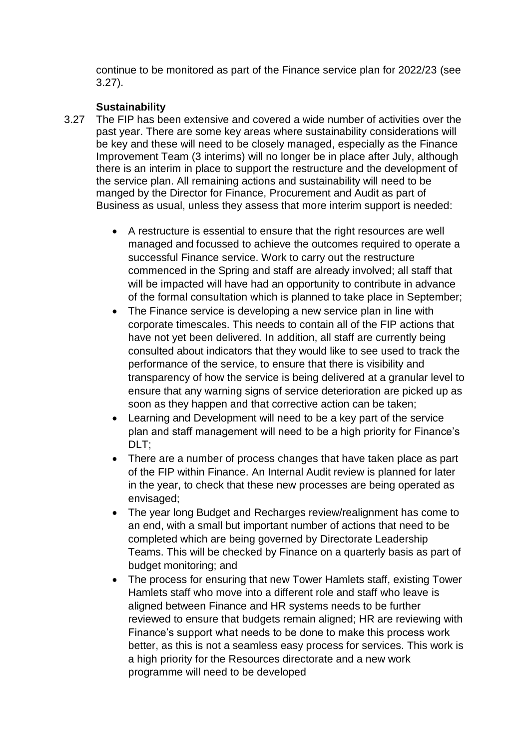continue to be monitored as part of the Finance service plan for 2022/23 (see 3.27).

**Sustainability**

3.27 The FIP has been extensive and covered a wide number of activities over the past year. There are some key areas where sustainability considerations will be key and these will need to be closely managed, especially as the Finance Improvement Team (3 interims) will no longer be in place after July, although there is an interim in place to support the restructure and the development of the service plan. All remaining actions and sustainability will need to be manged by the Director for Finance, Procurement and Audit as part of Business as usual, unless they assess that more interim support is needed:

- A restructure is essential to ensure that the right resources are well managed and focussed to achieve the outcomes required to operate a successful Finance service. Work to carry out the restructure commenced in the Spring and staff are already involved; all staff that will be impacted will have had an opportunity to contribute in advance of the formal consultation which is planned to take place in September;
- The Finance service is developing a new service plan in line with corporate timescales. This needs to contain all of the FIP actions that have not yet been delivered. In addition, all staff are currently being consulted about indicators that they would like to see used to track the performance of the service, to ensure that there is visibility and transparency of how the service is being delivered at a granular level to ensure that any warning signs of service deterioration are picked up as soon as they happen and that corrective action can be taken;
- Learning and Development will need to be a key part of the service plan and staff management will need to be a high priority for Finance's DLT;
- There are a number of process changes that have taken place as part of the FIP within Finance. An Internal Audit review is planned for later in the year, to check that these new processes are being operated as envisaged;
- The year long Budget and Recharges review/realignment has come to an end, with a small but important number of actions that need to be completed which are being governed by Directorate Leadership Teams. This will be checked by Finance on a quarterly basis as part of budget monitoring; and
- The process for ensuring that new Tower Hamlets staff, existing Tower Hamlets staff who move into a different role and staff who leave is aligned between Finance and HR systems needs to be further reviewed to ensure that budgets remain aligned; HR are reviewing with Finance's support what needs to be done to make this process work better, as this is not a seamless easy process for services. This work is a high priority for the Resources directorate and a new work programme will need to be developed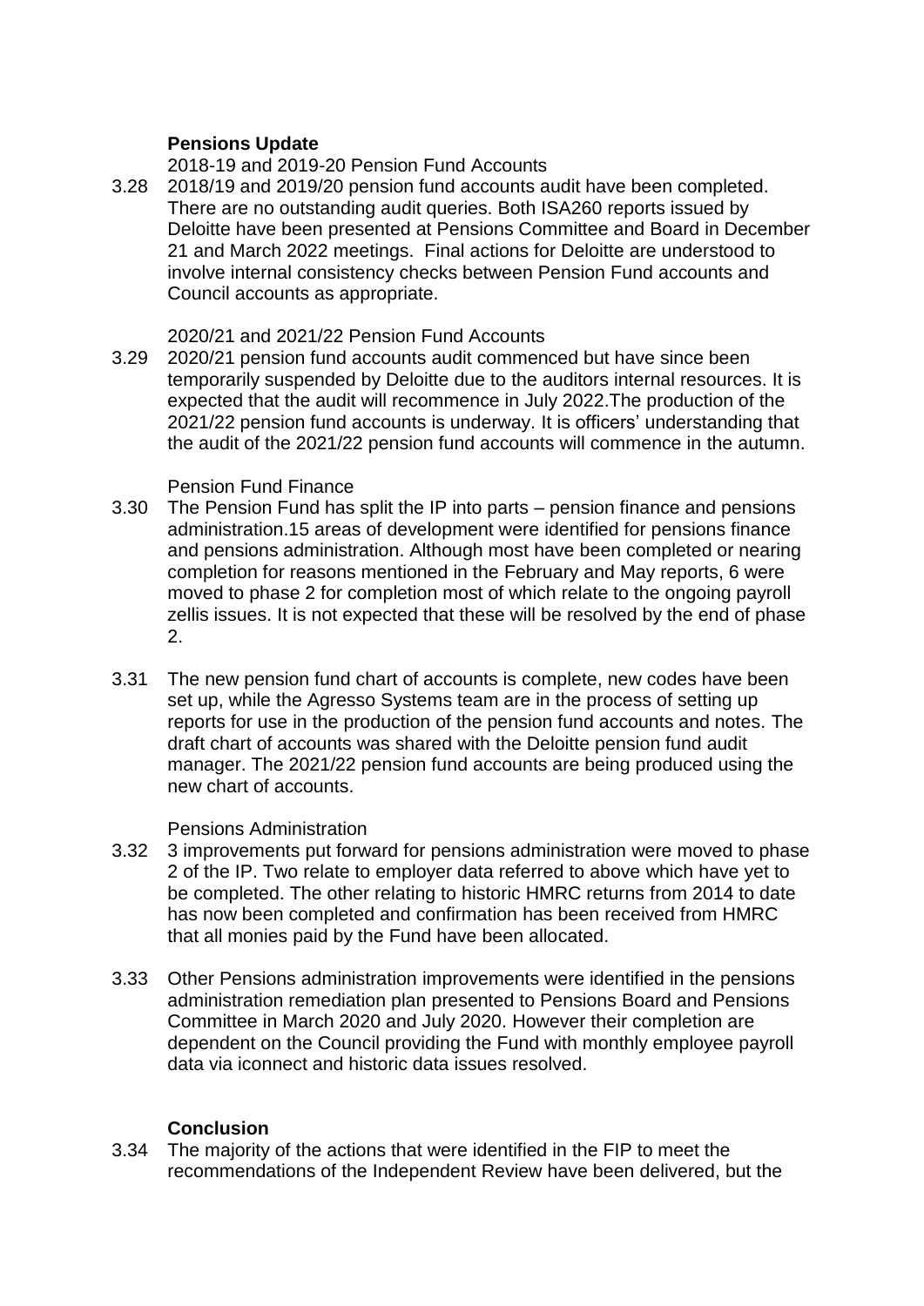**Pensions Update**

2018-19 and 2019-20 Pension Fund Accounts

3.28 2018/19 and 2019/20 pension fund accounts audit have been completed. There are no outstanding audit queries. Both ISA260 reports issued by Deloitte have been presented at Pensions Committee and Board in December 21 and March 2022 meetings. Final actions for Deloitte are understood to involve internal consistency checks between Pension Fund accounts and Council accounts as appropriate.

2020/21 and 2021/22 Pension Fund Accounts

3.29 2020/21 pension fund accounts audit commenced but have since been temporarily suspended by Deloitte due to the auditors internal resources. It is expected that the audit will recommence in July 2022.The production of the 2021/22 pension fund accounts is underway. It is officers' understanding that the audit of the 2021/22 pension fund accounts will commence in the autumn.

Pension Fund Finance

3.30 The Pension Fund has split the IP into parts – pension finance and pensions administration.15 areas of development were identified for pensions finance and pensions administration. Although most have been completed or nearing completion for reasons mentioned in the February and May reports, 6 were moved to phase 2 for completion most of which relate to the ongoing payroll zellis issues. It is not expected that these will be resolved by the end of phase 2.

3.31 The new pension fund chart of accounts is complete, new codes have been set up, while the Agresso Systems team are in the process of setting up reports for use in the production of the pension fund accounts and notes. The draft chart of accounts was shared with the Deloitte pension fund audit manager. The 2021/22 pension fund accounts are being produced using the new chart of accounts.

Pensions Administration

3.32 3 improvements put forward for pensions administration were moved to phase 2 of the IP. Two relate to employer data referred to above which have yet to be completed. The other relating to historic HMRC returns from 2014 to date has now been completed and confirmation has been received from HMRC that all monies paid by the Fund have been allocated.

3.33 Other Pensions administration improvements were identified in the pensions administration remediation plan presented to Pensions Board and Pensions Committee in March 2020 and July 2020. However their completion are dependent on the Council providing the Fund with monthly employee payroll data via iconnect and historic data issues resolved.

**Conclusion**

3.34 The majority of the actions that were identified in the FIP to meet the recommendations of the Independent Review have been delivered, but the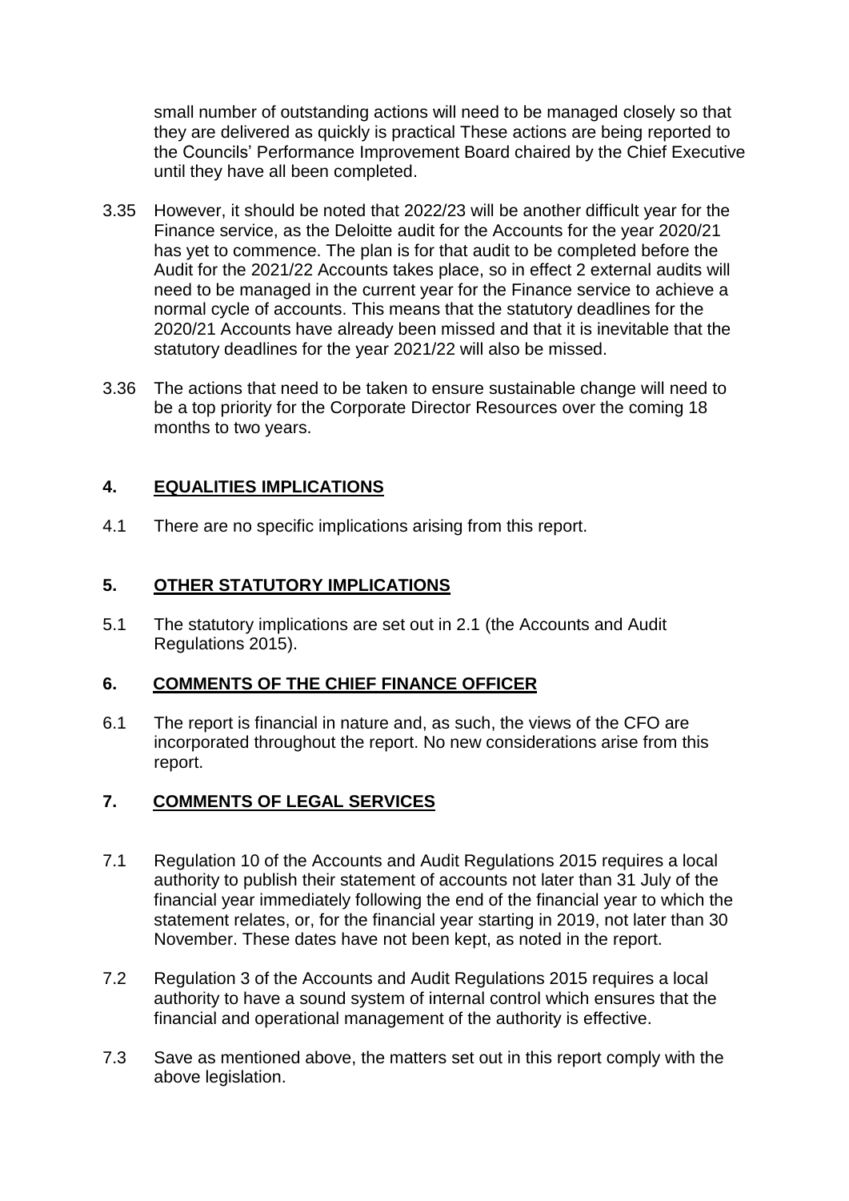small number of outstanding actions will need to be managed closely so that they are delivered as quickly is practical These actions are being reported to the Councils' Performance Improvement Board chaired by the Chief Executive until they have all been completed.

3.35 However, it should be noted that 2022/23 will be another difficult year for the Finance service, as the Deloitte audit for the Accounts for the year 2020/21 has yet to commence. The plan is for that audit to be completed before the Audit for the 2021/22 Accounts takes place, so in effect 2 external audits will need to be managed in the current year for the Finance service to achieve a normal cycle of accounts. This means that the statutory deadlines for the 2020/21 Accounts have already been missed and that it is inevitable that the statutory deadlines for the year 2021/22 will also be missed.

3.36 The actions that need to be taken to ensure sustainable change will need to be a top priority for the Corporate Director Resources over the coming 18 months to two years.

## 4. EQUALITIES IMPLICATIONS

4.1 There are no specific implications arising from this report.

## 5. OTHER STATUTORY IMPLICATIONS

5.1 The statutory implications are set out in 2.1 (the Accounts and Audit Regulations 2015).

## 6. COMMENTS OF THE CHIEF FINANCE OFFICER

6.1 The report is financial in nature and, as such, the views of the CFO are incorporated throughout the report. No new considerations arise from this report.

## 7. COMMENTS OF LEGAL SERVICES

7.1 Regulation 10 of the Accounts and Audit Regulations 2015 requires a local authority to publish their statement of accounts not later than 31 July of the financial year immediately following the end of the financial year to which the statement relates, or, for the financial year starting in 2019, not later than 30 November. These dates have not been kept, as noted in the report.

7.2 Regulation 3 of the Accounts and Audit Regulations 2015 requires a local authority to have a sound system of internal control which ensures that the financial and operational management of the authority is effective.

7.3 Save as mentioned above, the matters set out in this report comply with the above legislation.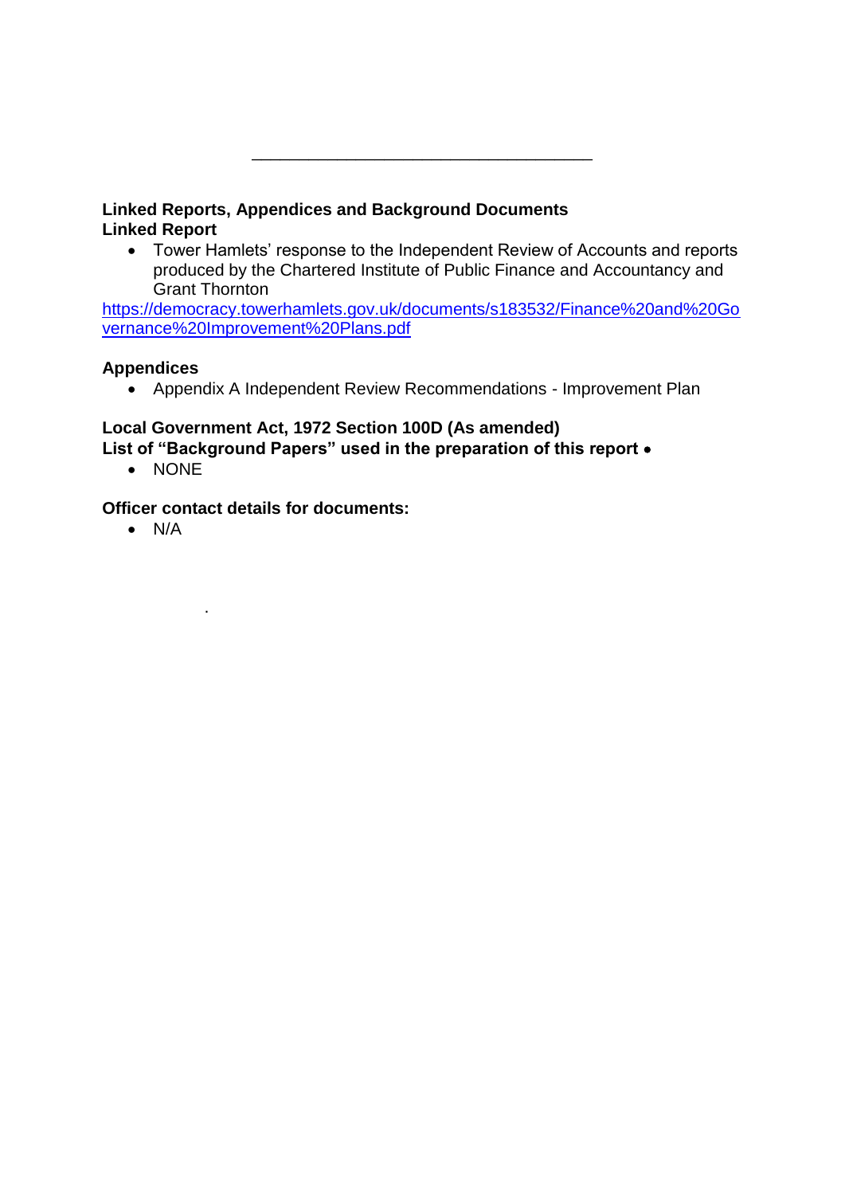---

**Linked Reports, Appendices and Background Documents**

**Linked Report**

- Tower Hamlets' response to the Independent Review of Accounts and reports produced by the Chartered Institute of Public Finance and Accountancy and Grant Thornton

https://democracy.towerhamlets.gov.uk/documents/s183532/Finance%20and%20Governance%20Improvement%20Plans.pdf

**Appendices**

- Appendix A Independent Review Recommendations - Improvement Plan

**Local Government Act, 1972 Section 100D (As amended)**

**List of "Background Papers" used in the preparation of this report** •

- NONE

**Officer contact details for documents:**

- N/A